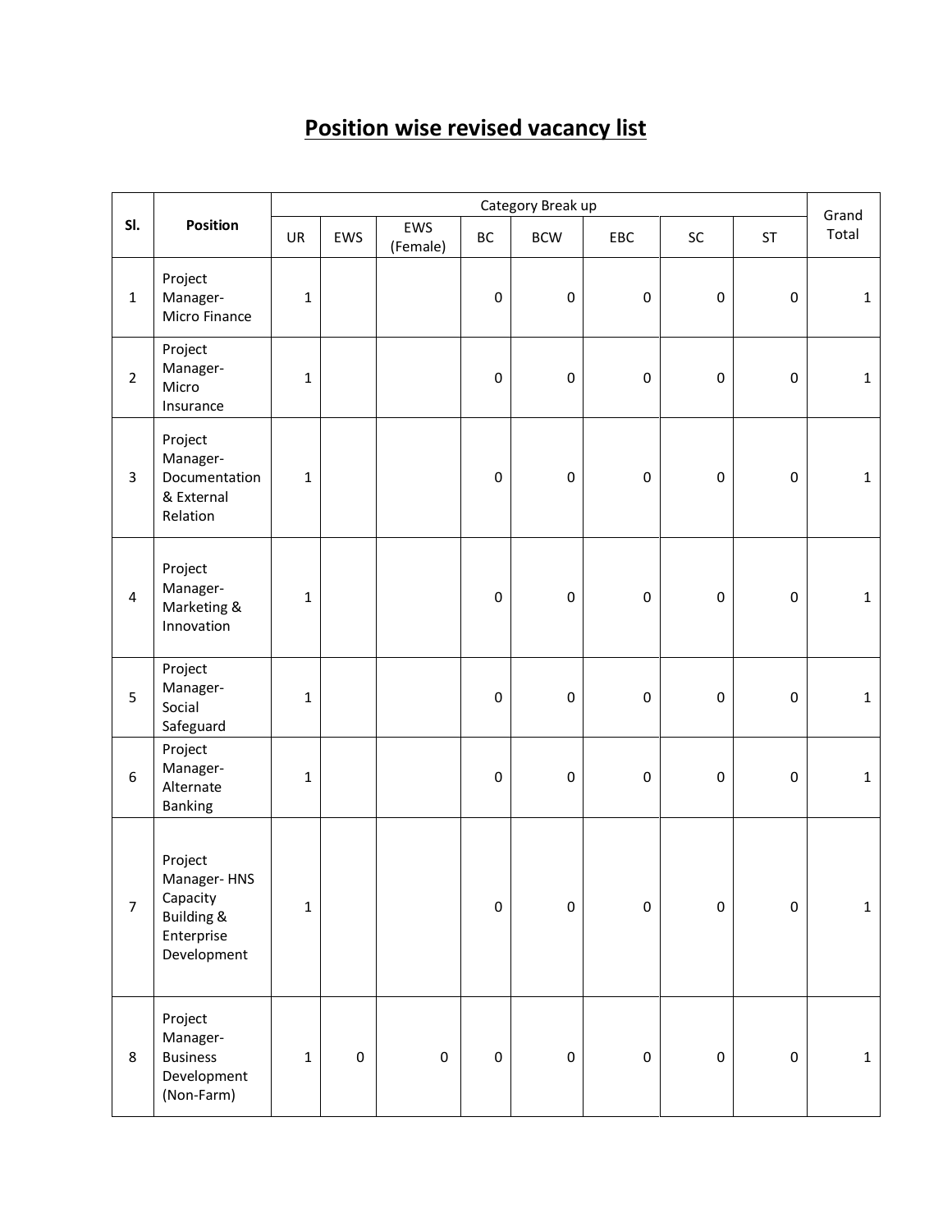# Position wise revised vacancy list

| Sl. | Position | Category Break up | | | | | | | | Grand Total |
|---|---|---|---|---|---|---|---|---|---|---|
| | | UR | EWS | EWS (Female) | BC | BCW | EBC | SC | ST | |
| 1 | Project Manager- Micro Finance | 1 | | | 0 | 0 | 0 | 0 | 0 | 1 |
| 2 | Project Manager- Micro Insurance | 1 | | | 0 | 0 | 0 | 0 | 0 | 1 |
| 3 | Project Manager- Documentation & External Relation | 1 | | | 0 | 0 | 0 | 0 | 0 | 1 |
| 4 | Project Manager- Marketing & Innovation | 1 | | | 0 | 0 | 0 | 0 | 0 | 1 |
| 5 | Project Manager- Social Safeguard | 1 | | | 0 | 0 | 0 | 0 | 0 | 1 |
| 6 | Project Manager- Alternate Banking | 1 | | | 0 | 0 | 0 | 0 | 0 | 1 |
| 7 | Project Manager- HNS Capacity Building & Enterprise Development | 1 | | | 0 | 0 | 0 | 0 | 0 | 1 |
| 8 | Project Manager- Business Development (Non-Farm) | 1 | 0 | 0 | 0 | 0 | 0 | 0 | 0 | 1 |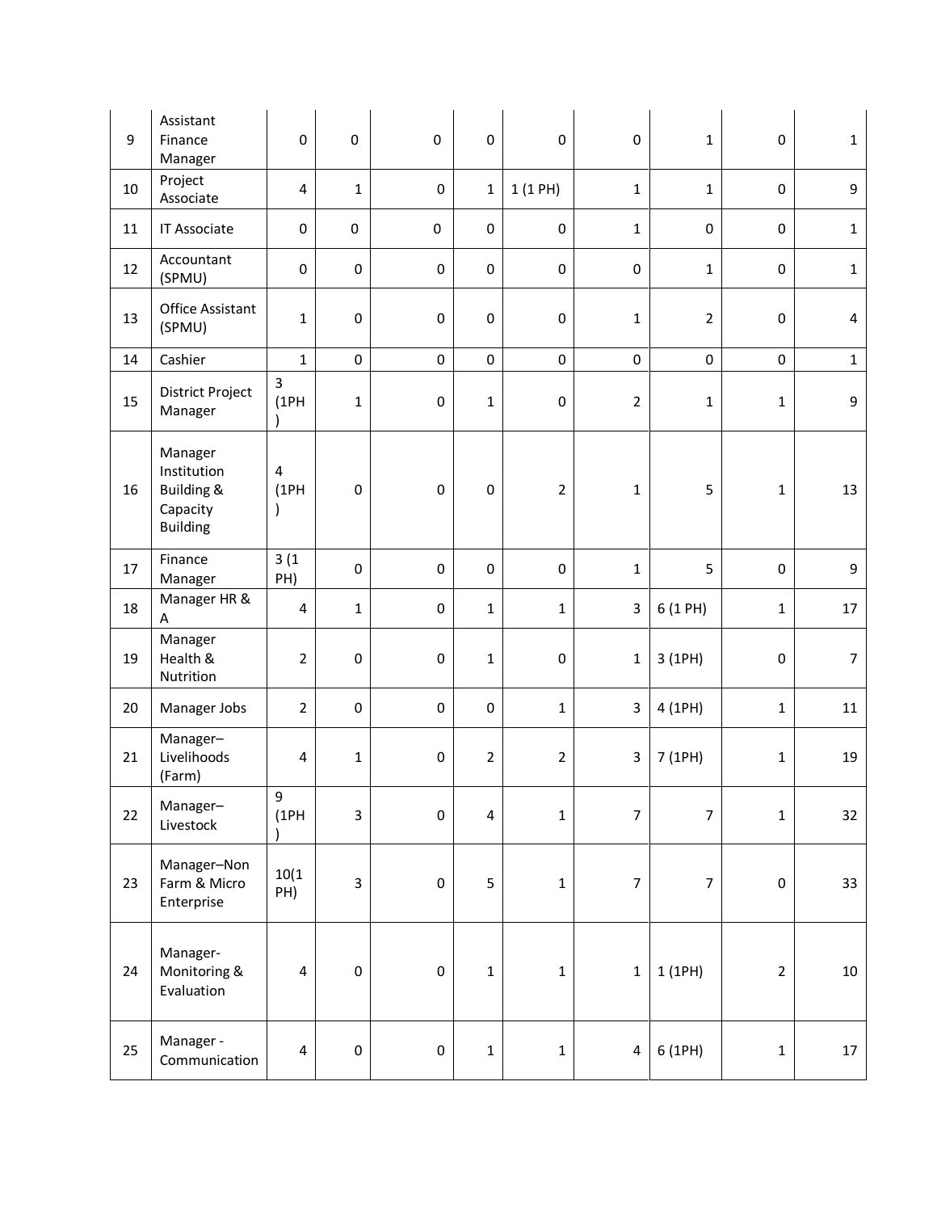| | | | | | | | | | | |
|---|---|---|---|---|---|---|---|---|---|---|
| 9 | Assistant Finance Manager | 0 | 0 | 0 | 0 | 0 | 0 | 1 | 0 | 1 |
| 10 | Project Associate | 4 | 1 | 0 | 1 | 1 (1 PH) | 1 | 1 | 0 | 9 |
| 11 | IT Associate | 0 | 0 | 0 | 0 | 0 | 1 | 0 | 0 | 1 |
| 12 | Accountant (SPMU) | 0 | 0 | 0 | 0 | 0 | 0 | 1 | 0 | 1 |
| 13 | Office Assistant (SPMU) | 1 | 0 | 0 | 0 | 0 | 1 | 2 | 0 | 4 |
| 14 | Cashier | 1 | 0 | 0 | 0 | 0 | 0 | 0 | 0 | 1 |
| 15 | District Project Manager | 3 (1PH) | 1 | 0 | 1 | 0 | 2 | 1 | 1 | 9 |
| 16 | Manager Institution Building & Capacity Building | 4 (1PH) | 0 | 0 | 0 | 2 | 1 | 5 | 1 | 13 |
| 17 | Finance Manager | 3 (1 PH) | 0 | 0 | 0 | 0 | 1 | 5 | 0 | 9 |
| 18 | Manager HR & A | 4 | 1 | 0 | 1 | 1 | 3 | 6 (1 PH) | 1 | 17 |
| 19 | Manager Health & Nutrition | 2 | 0 | 0 | 1 | 0 | 1 | 3 (1PH) | 0 | 7 |
| 20 | Manager Jobs | 2 | 0 | 0 | 0 | 1 | 3 | 4 (1PH) | 1 | 11 |
| 21 | Manager–Livelihoods (Farm) | 4 | 1 | 0 | 2 | 2 | 3 | 7 (1PH) | 1 | 19 |
| 22 | Manager–Livestock | 9 (1PH) | 3 | 0 | 4 | 1 | 7 | 7 | 1 | 32 |
| 23 | Manager–Non Farm & Micro Enterprise | 10(1 PH) | 3 | 0 | 5 | 1 | 7 | 7 | 0 | 33 |
| 24 | Manager-Monitoring & Evaluation | 4 | 0 | 0 | 1 | 1 | 1 | 1 (1PH) | 2 | 10 |
| 25 | Manager - Communication | 4 | 0 | 0 | 1 | 1 | 4 | 6 (1PH) | 1 | 17 |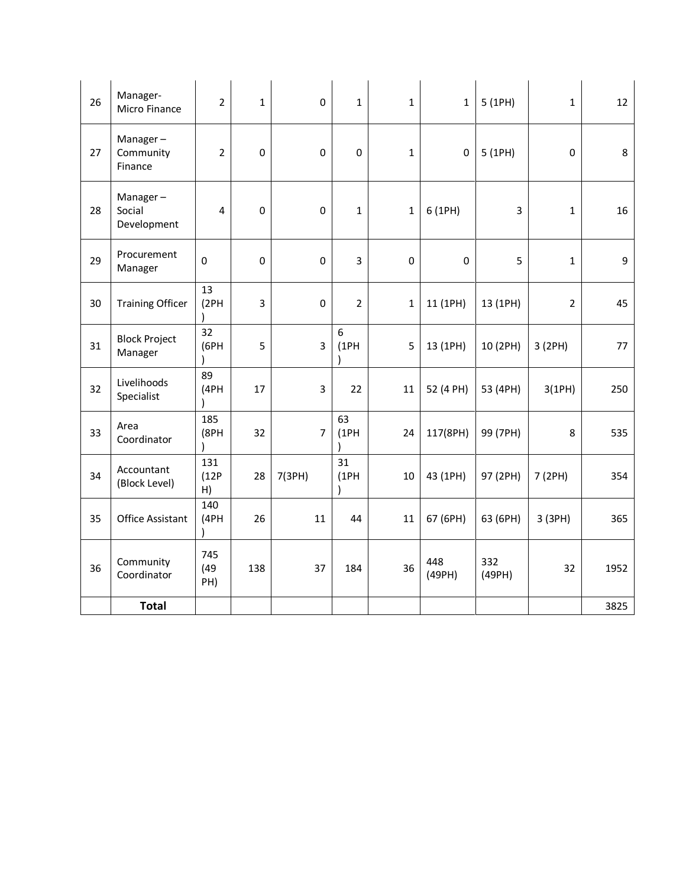| | | | | | | | | | | |
|---|---|---|---|---|---|---|---|---|---|---|
| 26 | Manager- Micro Finance | 2 | 1 | 0 | 1 | 1 | 1 | 5 (1PH) | 1 | 12 |
| 27 | Manager – Community Finance | 2 | 0 | 0 | 0 | 1 | 0 | 5 (1PH) | 0 | 8 |
| 28 | Manager – Social Development | 4 | 0 | 0 | 1 | 1 | 6 (1PH) | 3 | 1 | 16 |
| 29 | Procurement Manager | 0 | 0 | 0 | 3 | 0 | 0 | 5 | 1 | 9 |
| 30 | Training Officer | 13 (2PH) | 3 | 0 | 2 | 1 | 11 (1PH) | 13 (1PH) | 2 | 45 |
| 31 | Block Project Manager | 32 (6PH) | 5 | 3 | 6 (1PH) | 5 | 13 (1PH) | 10 (2PH) | 3 (2PH) | 77 |
| 32 | Livelihoods Specialist | 89 (4PH) | 17 | 3 | 22 | 11 | 52 (4 PH) | 53 (4PH) | 3(1PH) | 250 |
| 33 | Area Coordinator | 185 (8PH) | 32 | 7 | 63 (1PH) | 24 | 117(8PH) | 99 (7PH) | 8 | 535 |
| 34 | Accountant (Block Level) | 131 (12PH) | 28 | 7(3PH) | 31 (1PH) | 10 | 43 (1PH) | 97 (2PH) | 7 (2PH) | 354 |
| 35 | Office Assistant | 140 (4PH) | 26 | 11 | 44 | 11 | 67 (6PH) | 63 (6PH) | 3 (3PH) | 365 |
| 36 | Community Coordinator | 745 (49 PH) | 138 | 37 | 184 | 36 | 448 (49PH) | 332 (49PH) | 32 | 1952 |
| | **Total** | | | | | | | | | 3825 |